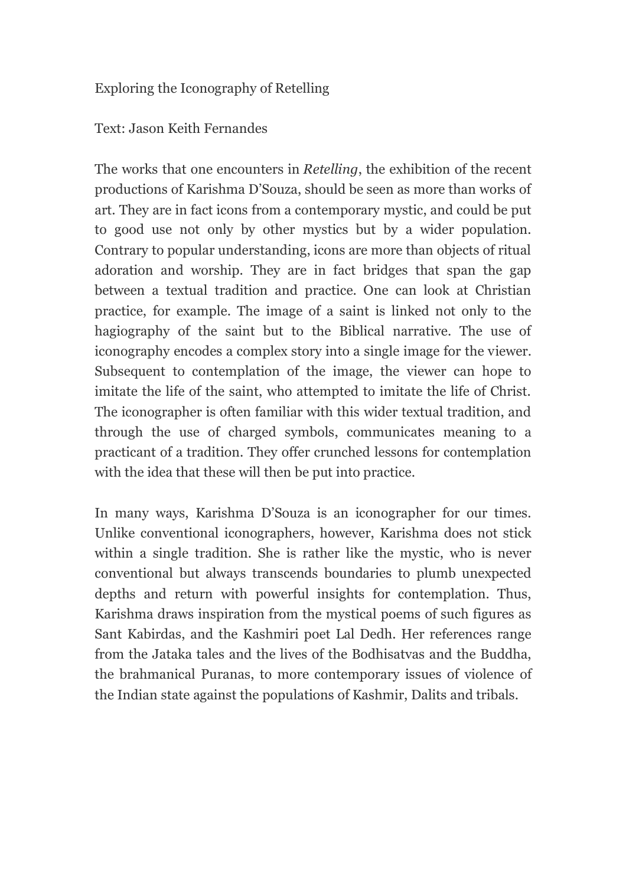# Exploring the Iconography of Retelling

Text: Jason Keith Fernandes

The works that one encounters in *Retelling*, the exhibition of the recent productions of Karishma D'Souza, should be seen as more than works of art. They are in fact icons from a contemporary mystic, and could be put to good use not only by other mystics but by a wider population. Contrary to popular understanding, icons are more than objects of ritual adoration and worship. They are in fact bridges that span the gap between a textual tradition and practice. One can look at Christian practice, for example. The image of a saint is linked not only to the hagiography of the saint but to the Biblical narrative. The use of iconography encodes a complex story into a single image for the viewer. Subsequent to contemplation of the image, the viewer can hope to imitate the life of the saint, who attempted to imitate the life of Christ. The iconographer is often familiar with this wider textual tradition, and through the use of charged symbols, communicates meaning to a practicant of a tradition. They offer crunched lessons for contemplation with the idea that these will then be put into practice.

In many ways, Karishma D'Souza is an iconographer for our times. Unlike conventional iconographers, however, Karishma does not stick within a single tradition. She is rather like the mystic, who is never conventional but always transcends boundaries to plumb unexpected depths and return with powerful insights for contemplation. Thus, Karishma draws inspiration from the mystical poems of such figures as Sant Kabirdas, and the Kashmiri poet Lal Dedh. Her references range from the Jataka tales and the lives of the Bodhisatvas and the Buddha, the brahmanical Puranas, to more contemporary issues of violence of the Indian state against the populations of Kashmir, Dalits and tribals.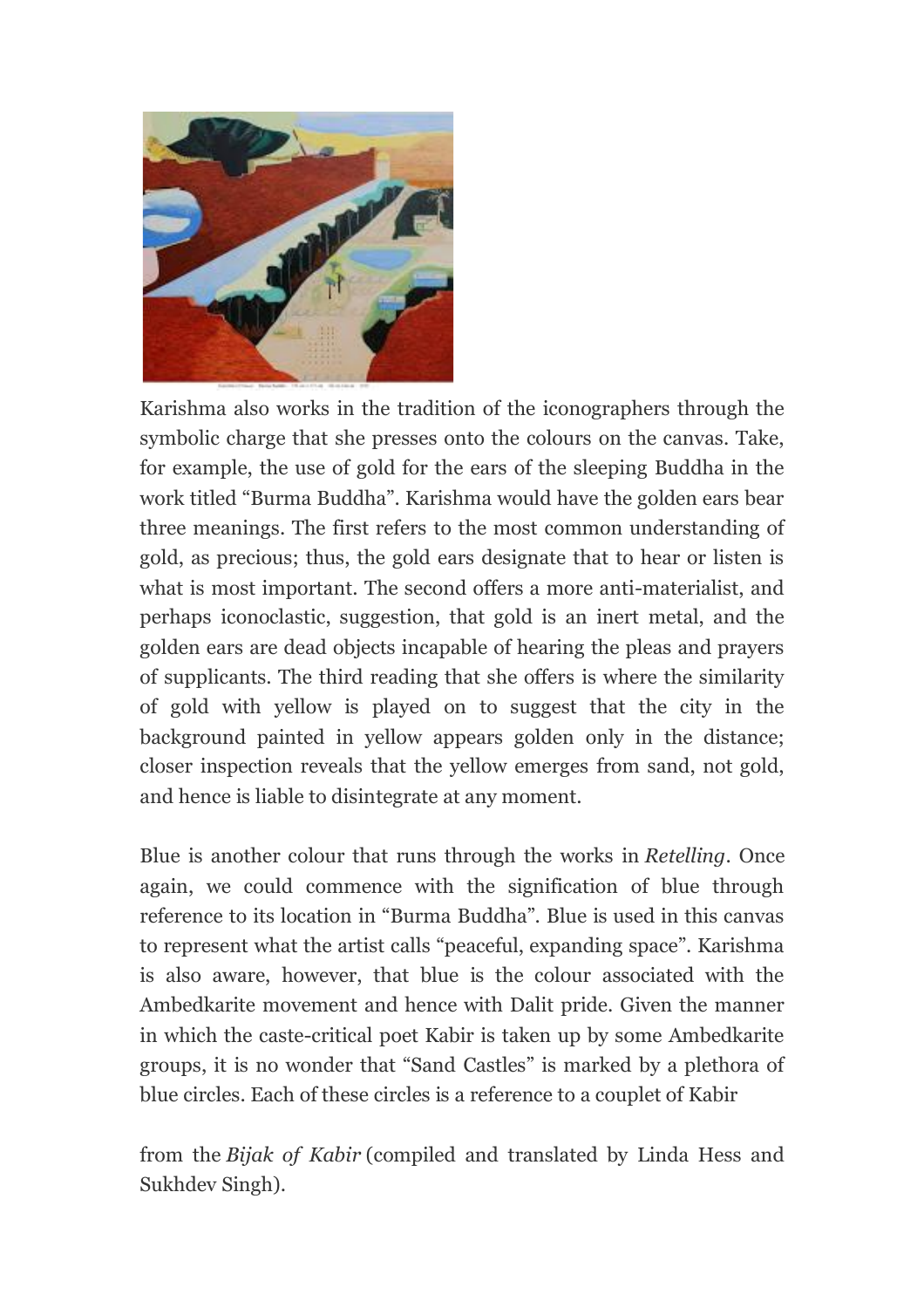Karishma also works in the tradition of the iconographers through the symbolic charge that she presses onto the colours on the canvas. Take, for example, the use of gold for the ears of the sleeping Buddha in the work titled "Burma Buddha". Karishma would have the golden ears bear three meanings. The first refers to the most common understanding of gold, as precious; thus, the gold ears designate that to hear or listen is what is most important. The second offers a more anti-materialist, and perhaps iconoclastic, suggestion, that gold is an inert metal, and the golden ears are dead objects incapable of hearing the pleas and prayers of supplicants. The third reading that she offers is where the similarity of gold with yellow is played on to suggest that the city in the background painted in yellow appears golden only in the distance; closer inspection reveals that the yellow emerges from sand, not gold, and hence is liable to disintegrate at any moment.

Blue is another colour that runs through the works in *Retelling*. Once again, we could commence with the signification of blue through reference to its location in "Burma Buddha". Blue is used in this canvas to represent what the artist calls "peaceful, expanding space". Karishma is also aware, however, that blue is the colour associated with the Ambedkarite movement and hence with Dalit pride. Given the manner in which the caste-critical poet Kabir is taken up by some Ambedkarite groups, it is no wonder that "Sand Castles" is marked by a plethora of blue circles. Each of these circles is a reference to a couplet of Kabir

from the *Bijak of Kabir* (compiled and translated by Linda Hess and Sukhdev Singh).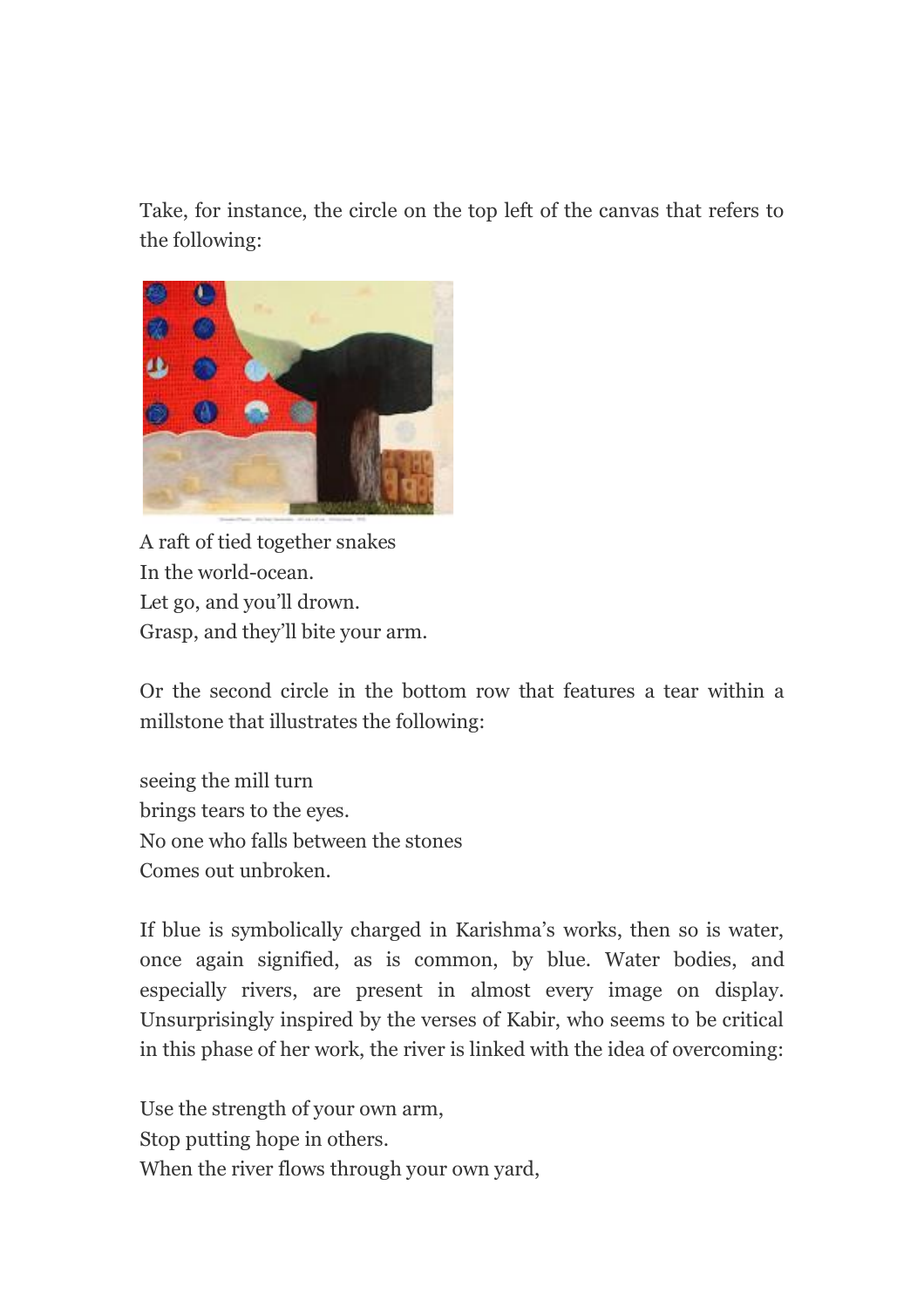Take, for instance, the circle on the top left of the canvas that refers to the following:

A raft of tied together snakes
In the world-ocean.
Let go, and you'll drown.
Grasp, and they'll bite your arm.

Or the second circle in the bottom row that features a tear within a millstone that illustrates the following:

seeing the mill turn
brings tears to the eyes.
No one who falls between the stones
Comes out unbroken.

If blue is symbolically charged in Karishma's works, then so is water, once again signified, as is common, by blue. Water bodies, and especially rivers, are present in almost every image on display. Unsurprisingly inspired by the verses of Kabir, who seems to be critical in this phase of her work, the river is linked with the idea of overcoming:

Use the strength of your own arm,
Stop putting hope in others.
When the river flows through your own yard,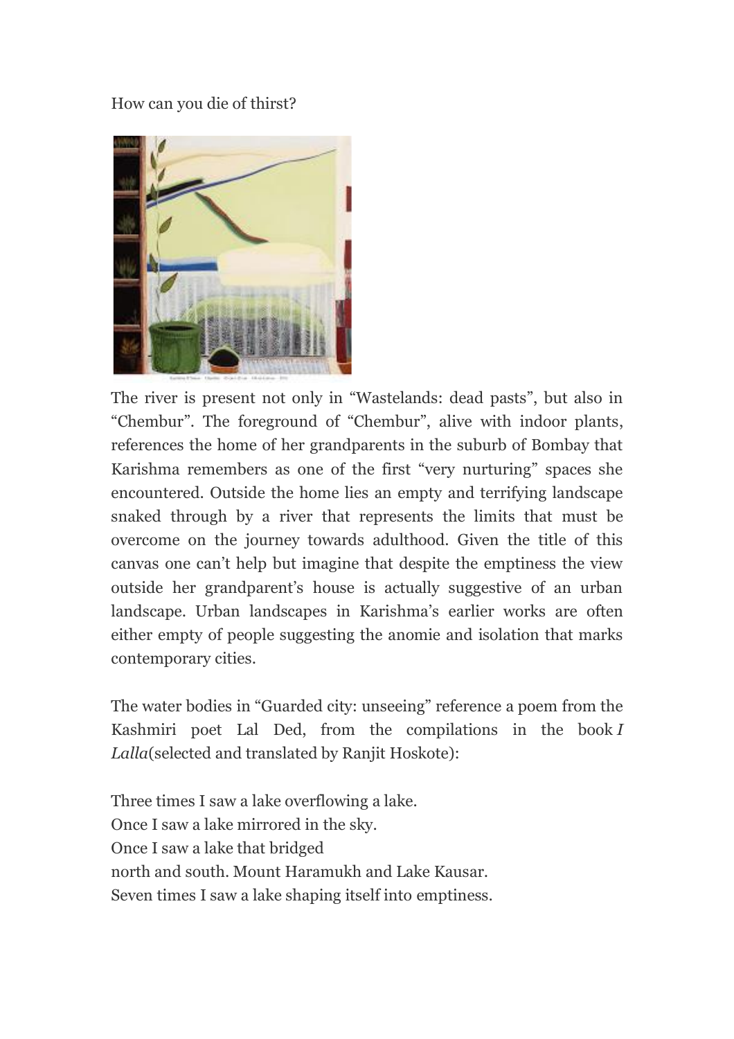How can you die of thirst?

The river is present not only in “Wastelands: dead pasts”, but also in “Chembur”. The foreground of “Chembur”, alive with indoor plants, references the home of her grandparents in the suburb of Bombay that Karishma remembers as one of the first “very nurturing” spaces she encountered. Outside the home lies an empty and terrifying landscape snaked through by a river that represents the limits that must be overcome on the journey towards adulthood. Given the title of this canvas one can’t help but imagine that despite the emptiness the view outside her grandparent’s house is actually suggestive of an urban landscape. Urban landscapes in Karishma’s earlier works are often either empty of people suggesting the anomie and isolation that marks contemporary cities.

The water bodies in “Guarded city: unseeing” reference a poem from the Kashmiri poet Lal Ded, from the compilations in the book *I Lalla*(selected and translated by Ranjit Hoskote):

Three times I saw a lake overflowing a lake.
Once I saw a lake mirrored in the sky.
Once I saw a lake that bridged
north and south. Mount Haramukh and Lake Kausar.
Seven times I saw a lake shaping itself into emptiness.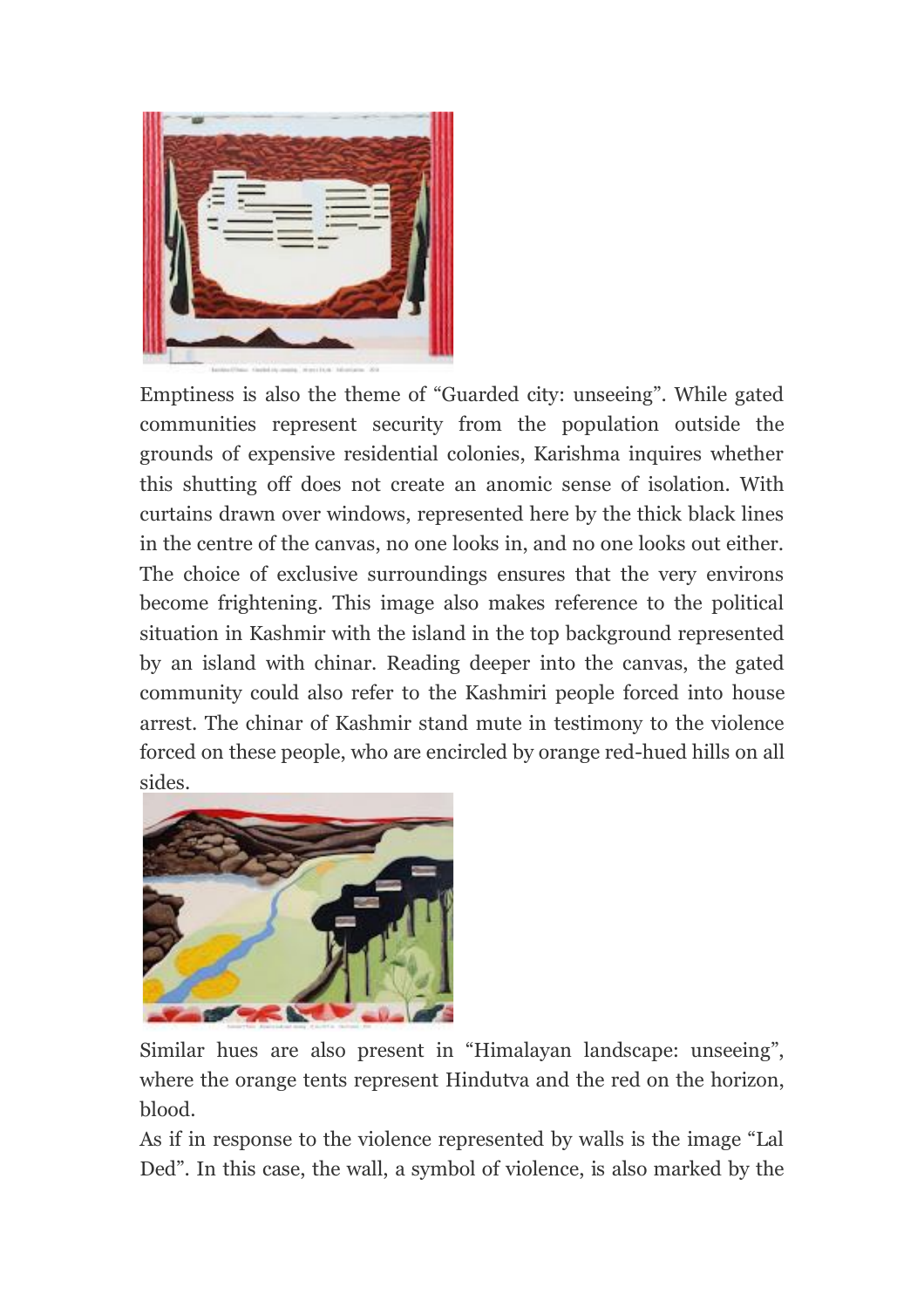Emptiness is also the theme of "Guarded city: unseeing". While gated communities represent security from the population outside the grounds of expensive residential colonies, Karishma inquires whether this shutting off does not create an anomic sense of isolation. With curtains drawn over windows, represented here by the thick black lines in the centre of the canvas, no one looks in, and no one looks out either. The choice of exclusive surroundings ensures that the very environs become frightening. This image also makes reference to the political situation in Kashmir with the island in the top background represented by an island with chinar. Reading deeper into the canvas, the gated community could also refer to the Kashmiri people forced into house arrest. The chinar of Kashmir stand mute in testimony to the violence forced on these people, who are encircled by orange red-hued hills on all sides.

Similar hues are also present in "Himalayan landscape: unseeing", where the orange tents represent Hindutva and the red on the horizon, blood.

As if in response to the violence represented by walls is the image "Lal Ded". In this case, the wall, a symbol of violence, is also marked by the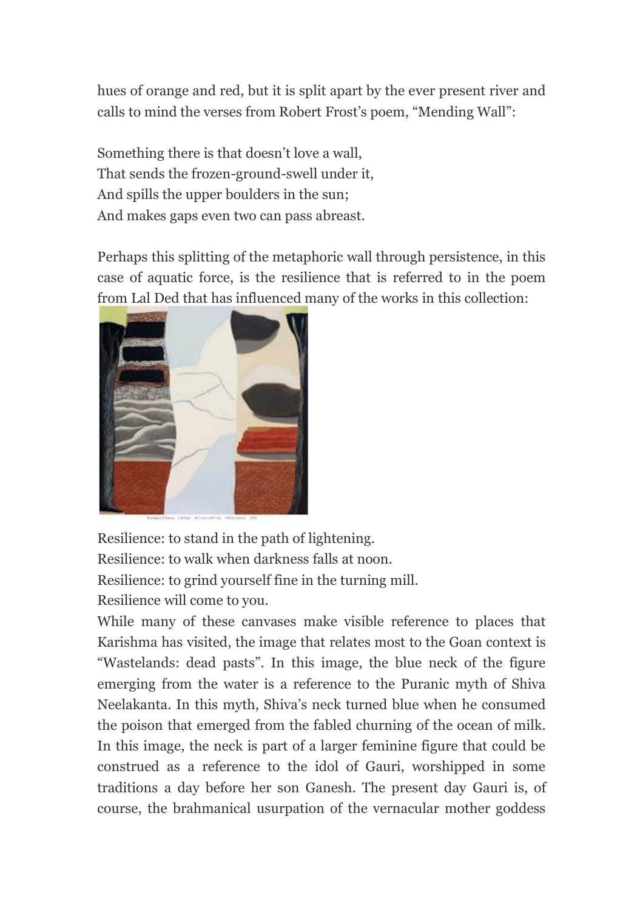hues of orange and red, but it is split apart by the ever present river and calls to mind the verses from Robert Frost's poem, "Mending Wall":

Something there is that doesn't love a wall,
That sends the frozen-ground-swell under it,
And spills the upper boulders in the sun;
And makes gaps even two can pass abreast.

Perhaps this splitting of the metaphoric wall through persistence, in this case of aquatic force, is the resilience that is referred to in the poem from Lal Ded that has influenced many of the works in this collection:

Resilience: to stand in the path of lightening.
Resilience: to walk when darkness falls at noon.
Resilience: to grind yourself fine in the turning mill.
Resilience will come to you.

While many of these canvases make visible reference to places that Karishma has visited, the image that relates most to the Goan context is "Wastelands: dead pasts". In this image, the blue neck of the figure emerging from the water is a reference to the Puranic myth of Shiva Neelakanta. In this myth, Shiva's neck turned blue when he consumed the poison that emerged from the fabled churning of the ocean of milk. In this image, the neck is part of a larger feminine figure that could be construed as a reference to the idol of Gauri, worshipped in some traditions a day before her son Ganesh. The present day Gauri is, of course, the brahmanical usurpation of the vernacular mother goddess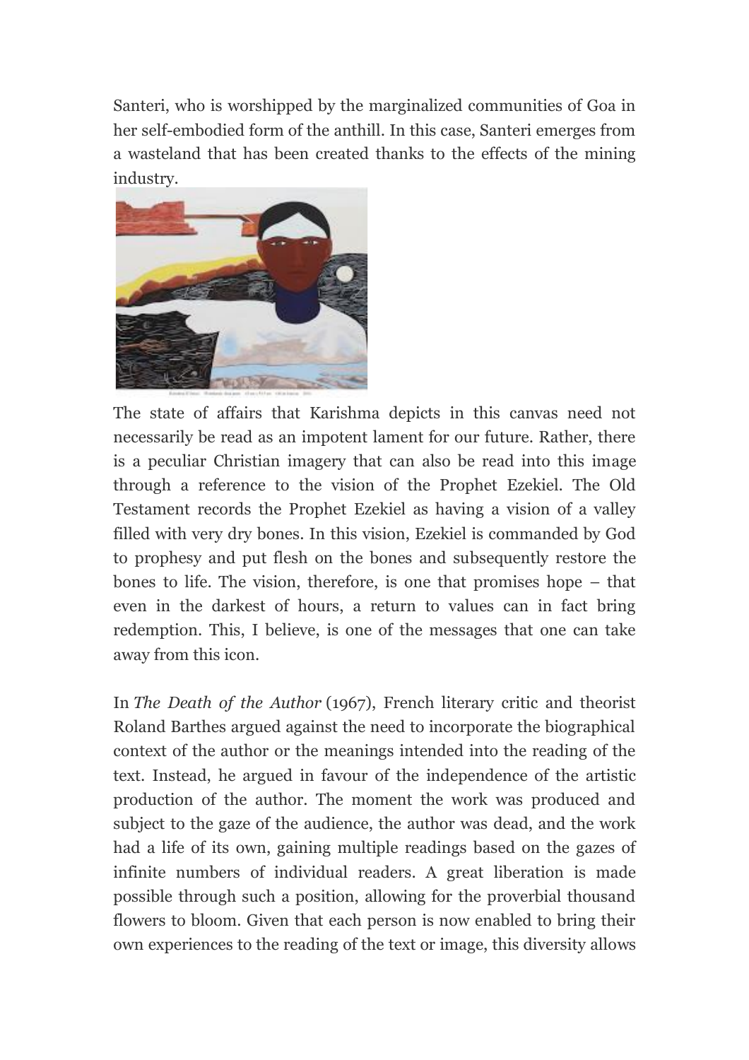Santeri, who is worshipped by the marginalized communities of Goa in her self-embodied form of the anthill. In this case, Santeri emerges from a wasteland that has been created thanks to the effects of the mining industry.

The state of affairs that Karishma depicts in this canvas need not necessarily be read as an impotent lament for our future. Rather, there is a peculiar Christian imagery that can also be read into this image through a reference to the vision of the Prophet Ezekiel. The Old Testament records the Prophet Ezekiel as having a vision of a valley filled with very dry bones. In this vision, Ezekiel is commanded by God to prophesy and put flesh on the bones and subsequently restore the bones to life. The vision, therefore, is one that promises hope – that even in the darkest of hours, a return to values can in fact bring redemption. This, I believe, is one of the messages that one can take away from this icon.

In *The Death of the Author* (1967), French literary critic and theorist Roland Barthes argued against the need to incorporate the biographical context of the author or the meanings intended into the reading of the text. Instead, he argued in favour of the independence of the artistic production of the author. The moment the work was produced and subject to the gaze of the audience, the author was dead, and the work had a life of its own, gaining multiple readings based on the gazes of infinite numbers of individual readers. A great liberation is made possible through such a position, allowing for the proverbial thousand flowers to bloom. Given that each person is now enabled to bring their own experiences to the reading of the text or image, this diversity allows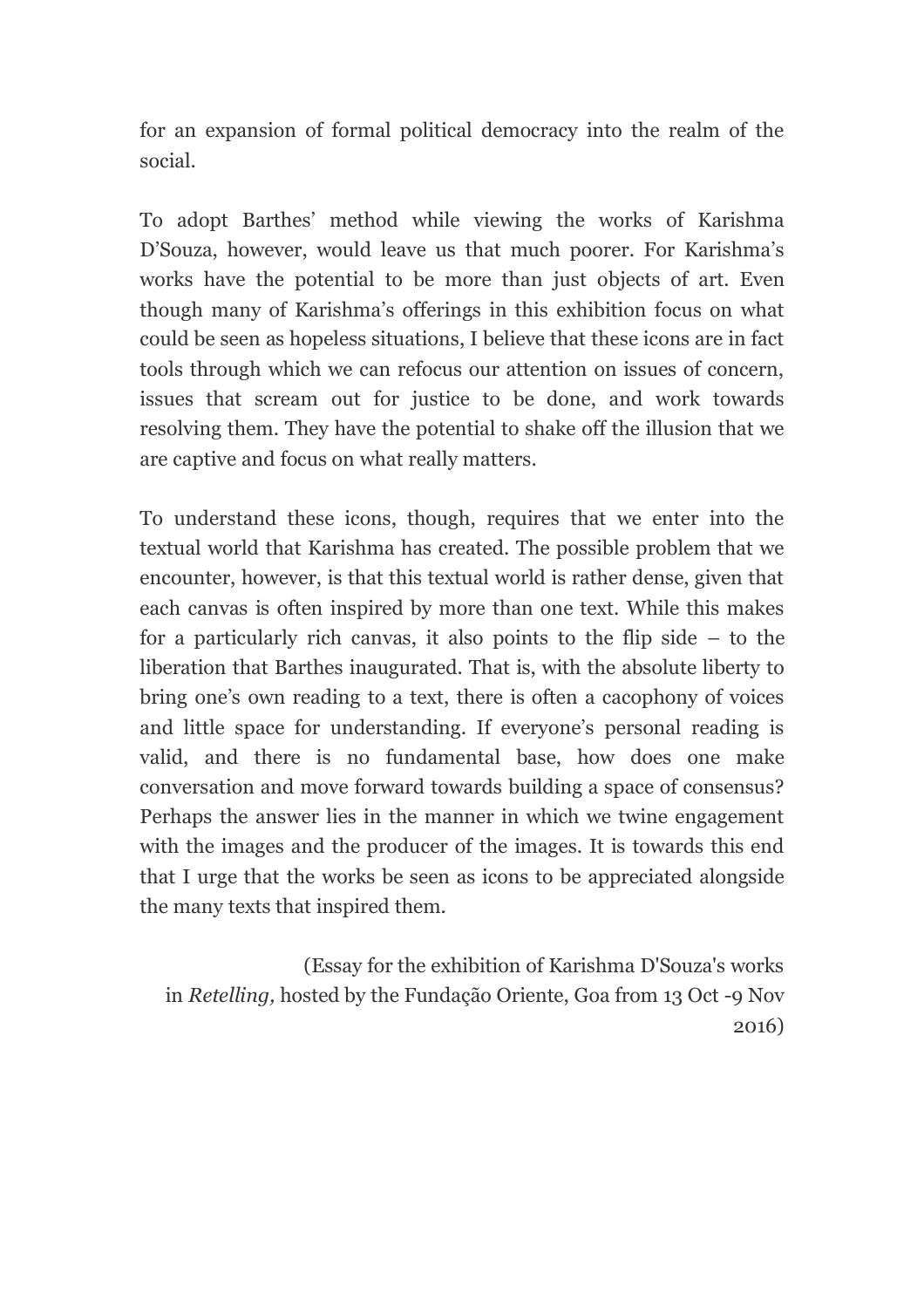for an expansion of formal political democracy into the realm of the social.

To adopt Barthes' method while viewing the works of Karishma D'Souza, however, would leave us that much poorer. For Karishma's works have the potential to be more than just objects of art. Even though many of Karishma's offerings in this exhibition focus on what could be seen as hopeless situations, I believe that these icons are in fact tools through which we can refocus our attention on issues of concern, issues that scream out for justice to be done, and work towards resolving them. They have the potential to shake off the illusion that we are captive and focus on what really matters.

To understand these icons, though, requires that we enter into the textual world that Karishma has created. The possible problem that we encounter, however, is that this textual world is rather dense, given that each canvas is often inspired by more than one text. While this makes for a particularly rich canvas, it also points to the flip side – to the liberation that Barthes inaugurated. That is, with the absolute liberty to bring one's own reading to a text, there is often a cacophony of voices and little space for understanding. If everyone's personal reading is valid, and there is no fundamental base, how does one make conversation and move forward towards building a space of consensus? Perhaps the answer lies in the manner in which we twine engagement with the images and the producer of the images. It is towards this end that I urge that the works be seen as icons to be appreciated alongside the many texts that inspired them.

(Essay for the exhibition of Karishma D'Souza's works in *Retelling,* hosted by the Fundação Oriente, Goa from 13 Oct -9 Nov 2016)